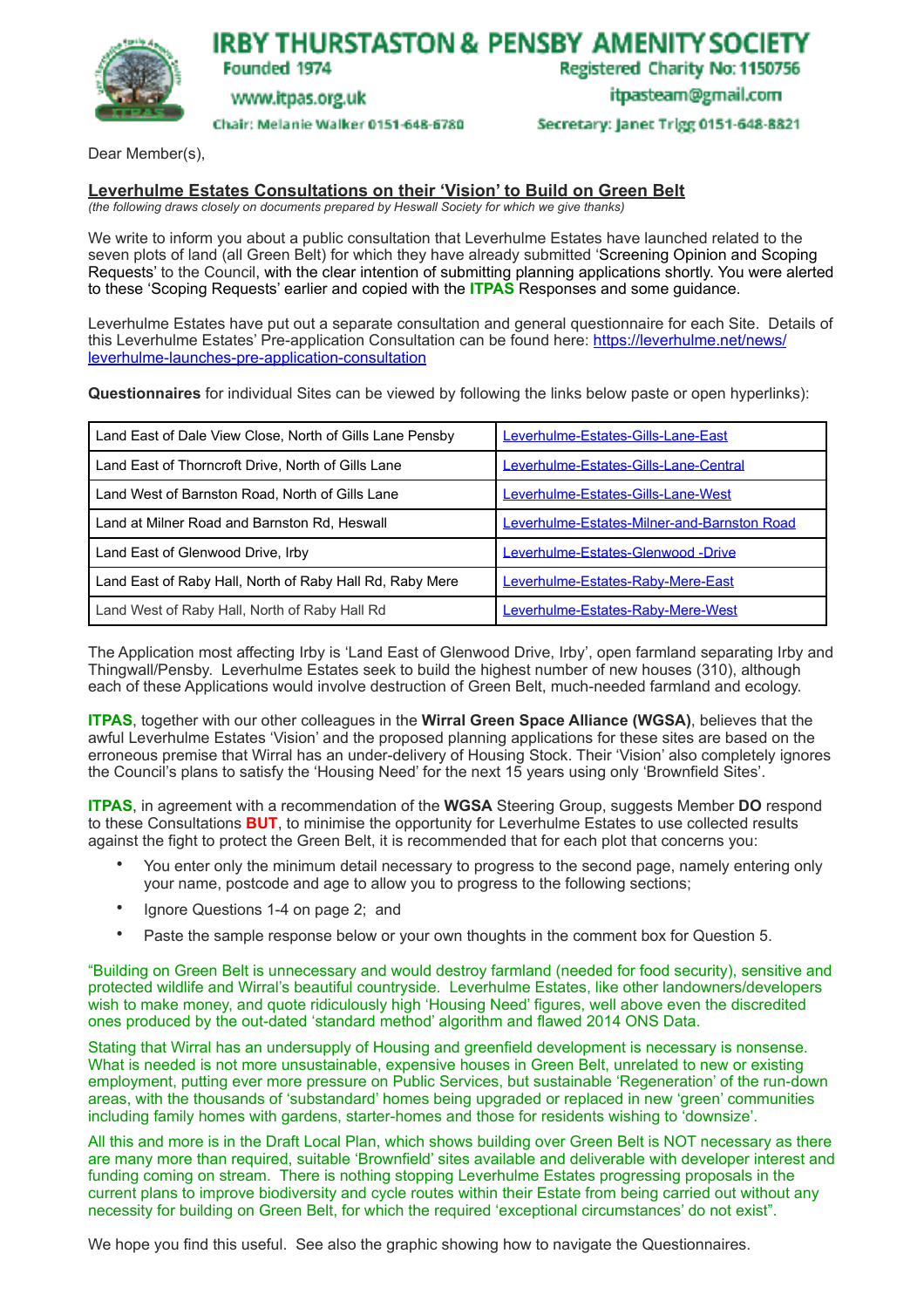# IRBY THURSTASTON & PENSBY AMENITY SOCIETY

Founded 1974 | Registered Charity No: 1150756

www.itpas.org.uk | itpasteam@gmail.com

Chair: Melanie Walker 0151-648-6780 | Secretary: Janet Trigg 0151-648-8821

Dear Member(s),

## Leverhulme Estates Consultations on their 'Vision' to Build on Green Belt

*(the following draws closely on documents prepared by Heswall Society for which we give thanks)*

We write to inform you about a public consultation that Leverhulme Estates have launched related to the seven plots of land (all Green Belt) for which they have already submitted 'Screening Opinion and Scoping Requests' to the Council, with the clear intention of submitting planning applications shortly. You were alerted to these 'Scoping Requests' earlier and copied with the **ITPAS** Responses and some guidance.

Leverhulme Estates have put out a separate consultation and general questionnaire for each Site. Details of this Leverhulme Estates' Pre-application Consultation can be found here: https://leverhulme.net/news/leverhulme-launches-pre-application-consultation

**Questionnaires** for individual Sites can be viewed by following the links below paste or open hyperlinks):

| Site | Link |
|---|---|
| Land East of Dale View Close, North of Gills Lane Pensby | Leverhulme-Estates-Gills-Lane-East |
| Land East of Thorncroft Drive, North of Gills Lane | Leverhulme-Estates-Gills-Lane-Central |
| Land West of Barnston Road, North of Gills Lane | Leverhulme-Estates-Gills-Lane-West |
| Land at Milner Road and Barnston Rd, Heswall | Leverhulme-Estates-Milner-and-Barnston Road |
| Land East of Glenwood Drive, Irby | Leverhulme-Estates-Glenwood -Drive |
| Land East of Raby Hall, North of Raby Hall Rd, Raby Mere | Leverhulme-Estates-Raby-Mere-East |
| Land West of Raby Hall, North of Raby Hall Rd | Leverhulme-Estates-Raby-Mere-West |

The Application most affecting Irby is 'Land East of Glenwood Drive, Irby', open farmland separating Irby and Thingwall/Pensby. Leverhulme Estates seek to build the highest number of new houses (310), although each of these Applications would involve destruction of Green Belt, much-needed farmland and ecology.

**ITPAS**, together with our other colleagues in the **Wirral Green Space Alliance (WGSA)**, believes that the awful Leverhulme Estates 'Vision' and the proposed planning applications for these sites are based on the erroneous premise that Wirral has an under-delivery of Housing Stock. Their 'Vision' also completely ignores the Council's plans to satisfy the 'Housing Need' for the next 15 years using only 'Brownfield Sites'.

**ITPAS**, in agreement with a recommendation of the **WGSA** Steering Group, suggests Member **DO** respond to these Consultations **BUT**, to minimise the opportunity for Leverhulme Estates to use collected results against the fight to protect the Green Belt, it is recommended that for each plot that concerns you:

- You enter only the minimum detail necessary to progress to the second page, namely entering only your name, postcode and age to allow you to progress to the following sections;
- Ignore Questions 1-4 on page 2; and
- Paste the sample response below or your own thoughts in the comment box for Question 5.

"Building on Green Belt is unnecessary and would destroy farmland (needed for food security), sensitive and protected wildlife and Wirral's beautiful countryside. Leverhulme Estates, like other landowners/developers wish to make money, and quote ridiculously high 'Housing Need' figures, well above even the discredited ones produced by the out-dated 'standard method' algorithm and flawed 2014 ONS Data.

Stating that Wirral has an undersupply of Housing and greenfield development is necessary is nonsense. What is needed is not more unsustainable, expensive houses in Green Belt, unrelated to new or existing employment, putting ever more pressure on Public Services, but sustainable 'Regeneration' of the run-down areas, with the thousands of 'substandard' homes being upgraded or replaced in new 'green' communities including family homes with gardens, starter-homes and those for residents wishing to 'downsize'.

All this and more is in the Draft Local Plan, which shows building over Green Belt is NOT necessary as there are many more than required, suitable 'Brownfield' sites available and deliverable with developer interest and funding coming on stream. There is nothing stopping Leverhulme Estates progressing proposals in the current plans to improve biodiversity and cycle routes within their Estate from being carried out without any necessity for building on Green Belt, for which the required 'exceptional circumstances' do not exist".

We hope you find this useful. See also the graphic showing how to navigate the Questionnaires.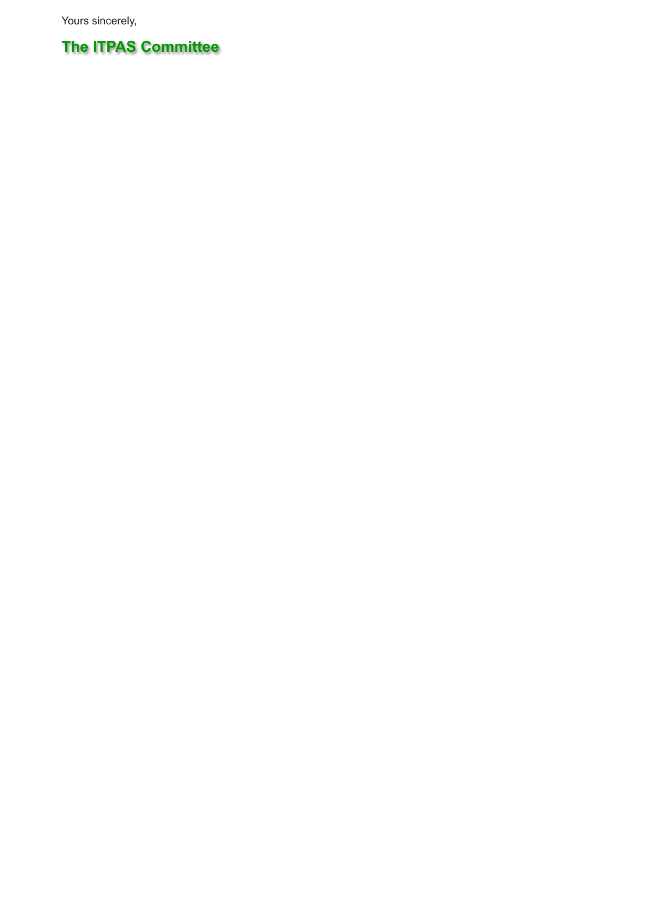Yours sincerely,

**The ITPAS Committee**